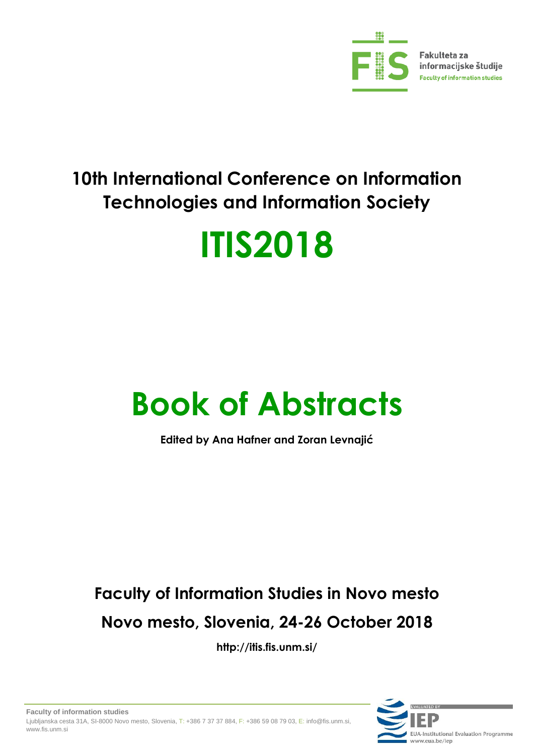Fakulteta za informacijske študije

Faculty of information studies

# 10th International Conference on Information Technologies and Information Society

# ITIS2018

# Book of Abstracts

**Edited by Ana Hafner and Zoran Levnajić**

## Faculty of Information Studies in Novo mesto

## Novo mesto, Slovenia, 24-26 October 2018

**http://itis.fis.unm.si/**

**Faculty of information studies**
Ljubljanska cesta 31A, SI-8000 Novo mesto, Slovenia, T: +386 7 37 37 884, F: +386 59 08 79 03, E: info@fis.unm.si, www.fis.unm.si

EVALUATED BY IEP
EUA-Institutional Evaluation Programme
www.eua.be/iep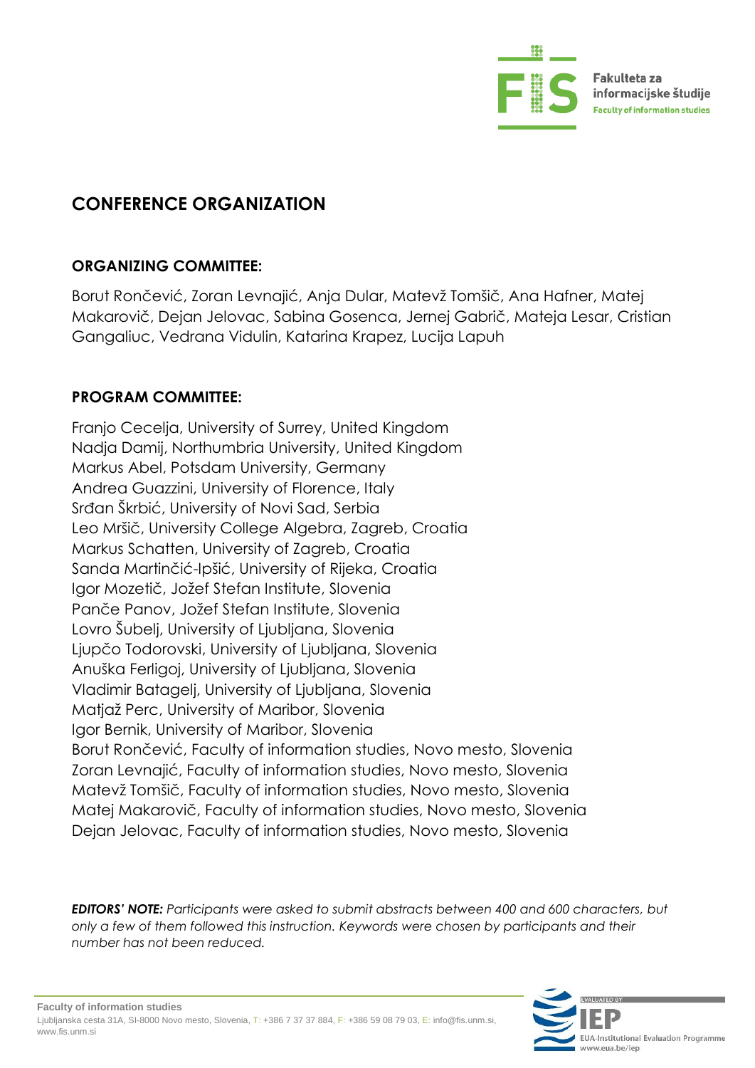## CONFERENCE ORGANIZATION

### ORGANIZING COMMITTEE:

Borut Rončević, Zoran Levnajić, Anja Dular, Matevž Tomšič, Ana Hafner, Matej Makarovič, Dejan Jelovac, Sabina Gosenca, Jernej Gabrič, Mateja Lesar, Cristian Gangaliuc, Vedrana Vidulin, Katarina Krapez, Lucija Lapuh

### PROGRAM COMMITTEE:

Franjo Cecelja, University of Surrey, United Kingdom
Nadja Damij, Northumbria University, United Kingdom
Markus Abel, Potsdam University, Germany
Andrea Guazzini, University of Florence, Italy
Srđan Škrbić, University of Novi Sad, Serbia
Leo Mršič, University College Algebra, Zagreb, Croatia
Markus Schatten, University of Zagreb, Croatia
Sanda Martinčić-Ipšić, University of Rijeka, Croatia
Igor Mozetič, Jožef Stefan Institute, Slovenia
Panče Panov, Jožef Stefan Institute, Slovenia
Lovro Šubelj, University of Ljubljana, Slovenia
Ljupčo Todorovski, University of Ljubljana, Slovenia
Anuška Ferligoj, University of Ljubljana, Slovenia
Vladimir Batagelj, University of Ljubljana, Slovenia
Matjaž Perc, University of Maribor, Slovenia
Igor Bernik, University of Maribor, Slovenia
Borut Rončević, Faculty of information studies, Novo mesto, Slovenia
Zoran Levnajić, Faculty of information studies, Novo mesto, Slovenia
Matevž Tomšič, Faculty of information studies, Novo mesto, Slovenia
Matej Makarovič, Faculty of information studies, Novo mesto, Slovenia
Dejan Jelovac, Faculty of information studies, Novo mesto, Slovenia

***EDITORS' NOTE:*** *Participants were asked to submit abstracts between 400 and 600 characters, but only a few of them followed this instruction. Keywords were chosen by participants and their number has not been reduced.*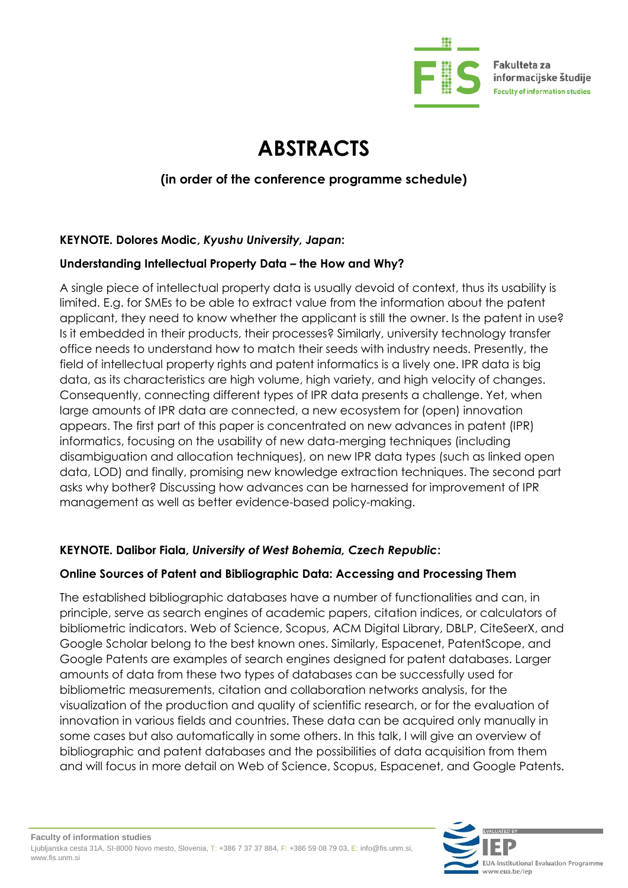# ABSTRACTS

### (in order of the conference programme schedule)

**KEYNOTE. Dolores Modic, *Kyushu University, Japan*:**

**Understanding Intellectual Property Data – the How and Why?**

A single piece of intellectual property data is usually devoid of context, thus its usability is limited. E.g. for SMEs to be able to extract value from the information about the patent applicant, they need to know whether the applicant is still the owner. Is the patent in use? Is it embedded in their products, their processes? Similarly, university technology transfer office needs to understand how to match their seeds with industry needs. Presently, the field of intellectual property rights and patent informatics is a lively one. IPR data is big data, as its characteristics are high volume, high variety, and high velocity of changes. Consequently, connecting different types of IPR data presents a challenge. Yet, when large amounts of IPR data are connected, a new ecosystem for (open) innovation appears. The first part of this paper is concentrated on new advances in patent (IPR) informatics, focusing on the usability of new data-merging techniques (including disambiguation and allocation techniques), on new IPR data types (such as linked open data, LOD) and finally, promising new knowledge extraction techniques. The second part asks why bother? Discussing how advances can be harnessed for improvement of IPR management as well as better evidence-based policy-making.

**KEYNOTE. Dalibor Fiala, *University of West Bohemia, Czech Republic*:**

**Online Sources of Patent and Bibliographic Data: Accessing and Processing Them**

The established bibliographic databases have a number of functionalities and can, in principle, serve as search engines of academic papers, citation indices, or calculators of bibliometric indicators. Web of Science, Scopus, ACM Digital Library, DBLP, CiteSeerX, and Google Scholar belong to the best known ones. Similarly, Espacenet, PatentScope, and Google Patents are examples of search engines designed for patent databases. Larger amounts of data from these two types of databases can be successfully used for bibliometric measurements, citation and collaboration networks analysis, for the visualization of the production and quality of scientific research, or for the evaluation of innovation in various fields and countries. These data can be acquired only manually in some cases but also automatically in some others. In this talk, I will give an overview of bibliographic and patent databases and the possibilities of data acquisition from them and will focus in more detail on Web of Science, Scopus, Espacenet, and Google Patents.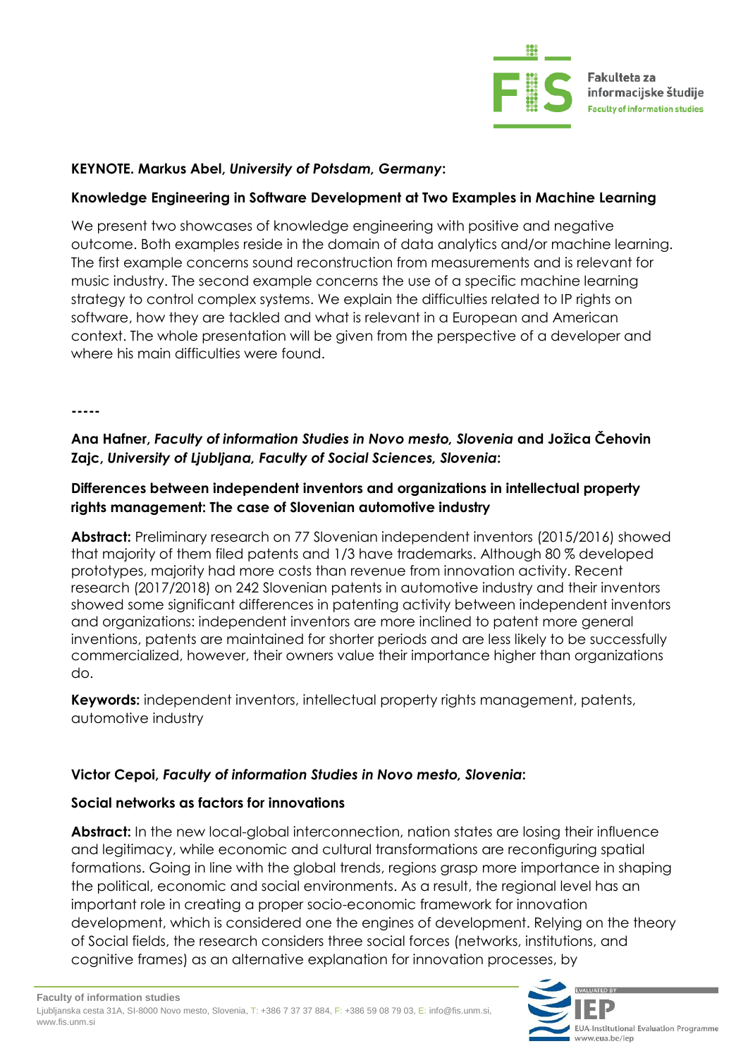**KEYNOTE. Markus Abel, *University of Potsdam, Germany*:**

**Knowledge Engineering in Software Development at Two Examples in Machine Learning**

We present two showcases of knowledge engineering with positive and negative outcome. Both examples reside in the domain of data analytics and/or machine learning. The first example concerns sound reconstruction from measurements and is relevant for music industry. The second example concerns the use of a specific machine learning strategy to control complex systems. We explain the difficulties related to IP rights on software, how they are tackled and what is relevant in a European and American context. The whole presentation will be given from the perspective of a developer and where his main difficulties were found.

-----

**Ana Hafner, *Faculty of information Studies in Novo mesto, Slovenia* and Jožica Čehovin Zajc, *University of Ljubljana, Faculty of Social Sciences, Slovenia*:**

**Differences between independent inventors and organizations in intellectual property rights management: The case of Slovenian automotive industry**

**Abstract:** Preliminary research on 77 Slovenian independent inventors (2015/2016) showed that majority of them filed patents and 1/3 have trademarks. Although 80 % developed prototypes, majority had more costs than revenue from innovation activity. Recent research (2017/2018) on 242 Slovenian patents in automotive industry and their inventors showed some significant differences in patenting activity between independent inventors and organizations: independent inventors are more inclined to patent more general inventions, patents are maintained for shorter periods and are less likely to be successfully commercialized, however, their owners value their importance higher than organizations do.

**Keywords:** independent inventors, intellectual property rights management, patents, automotive industry

**Victor Cepoi, *Faculty of information Studies in Novo mesto, Slovenia*:**

**Social networks as factors for innovations**

**Abstract:** In the new local-global interconnection, nation states are losing their influence and legitimacy, while economic and cultural transformations are reconfiguring spatial formations. Going in line with the global trends, regions grasp more importance in shaping the political, economic and social environments. As a result, the regional level has an important role in creating a proper socio-economic framework for innovation development, which is considered one the engines of development. Relying on the theory of Social fields, the research considers three social forces (networks, institutions, and cognitive frames) as an alternative explanation for innovation processes, by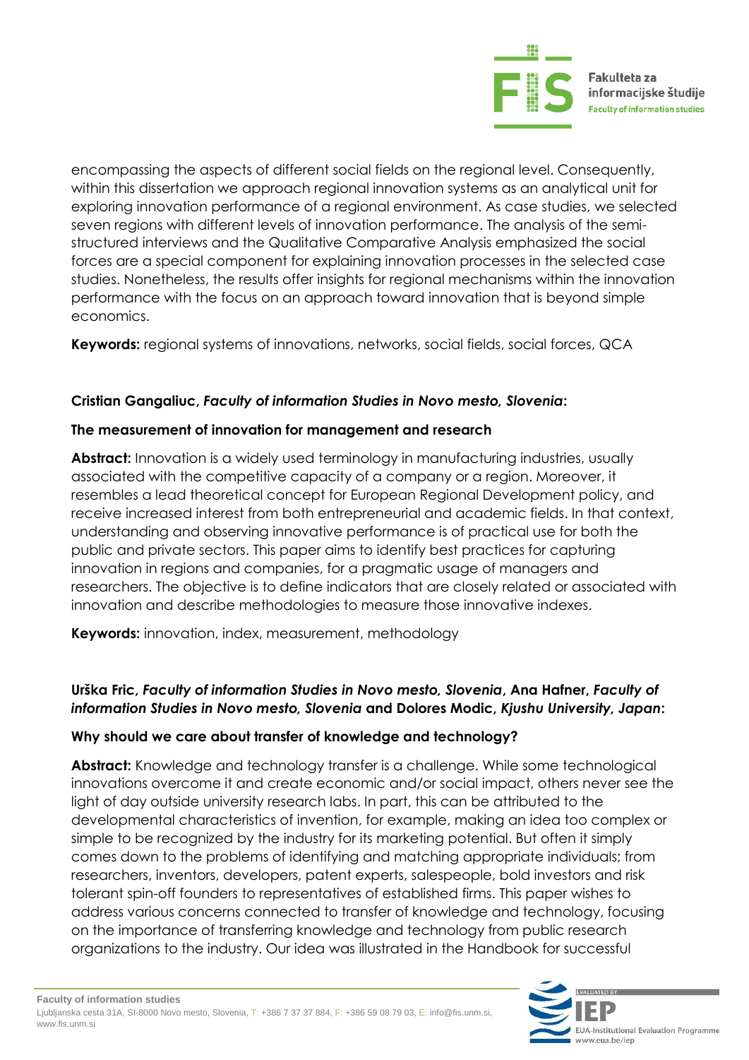encompassing the aspects of different social fields on the regional level. Consequently, within this dissertation we approach regional innovation systems as an analytical unit for exploring innovation performance of a regional environment. As case studies, we selected seven regions with different levels of innovation performance. The analysis of the semi-structured interviews and the Qualitative Comparative Analysis emphasized the social forces are a special component for explaining innovation processes in the selected case studies. Nonetheless, the results offer insights for regional mechanisms within the innovation performance with the focus on an approach toward innovation that is beyond simple economics.

**Keywords:** regional systems of innovations, networks, social fields, social forces, QCA

**Cristian Gangaliuc, *Faculty of information Studies in Novo mesto, Slovenia*:**

**The measurement of innovation for management and research**

**Abstract:** Innovation is a widely used terminology in manufacturing industries, usually associated with the competitive capacity of a company or a region. Moreover, it resembles a lead theoretical concept for European Regional Development policy, and receive increased interest from both entrepreneurial and academic fields. In that context, understanding and observing innovative performance is of practical use for both the public and private sectors. This paper aims to identify best practices for capturing innovation in regions and companies, for a pragmatic usage of managers and researchers. The objective is to define indicators that are closely related or associated with innovation and describe methodologies to measure those innovative indexes.

**Keywords:** innovation, index, measurement, methodology

**Urška Fric, *Faculty of information Studies in Novo mesto, Slovenia*, Ana Hafner, *Faculty of information Studies in Novo mesto, Slovenia* and Dolores Modic, *Kjushu University, Japan*:**

**Why should we care about transfer of knowledge and technology?**

**Abstract:** Knowledge and technology transfer is a challenge. While some technological innovations overcome it and create economic and/or social impact, others never see the light of day outside university research labs. In part, this can be attributed to the developmental characteristics of invention, for example, making an idea too complex or simple to be recognized by the industry for its marketing potential. But often it simply comes down to the problems of identifying and matching appropriate individuals; from researchers, inventors, developers, patent experts, salespeople, bold investors and risk tolerant spin-off founders to representatives of established firms. This paper wishes to address various concerns connected to transfer of knowledge and technology, focusing on the importance of transferring knowledge and technology from public research organizations to the industry. Our idea was illustrated in the Handbook for successful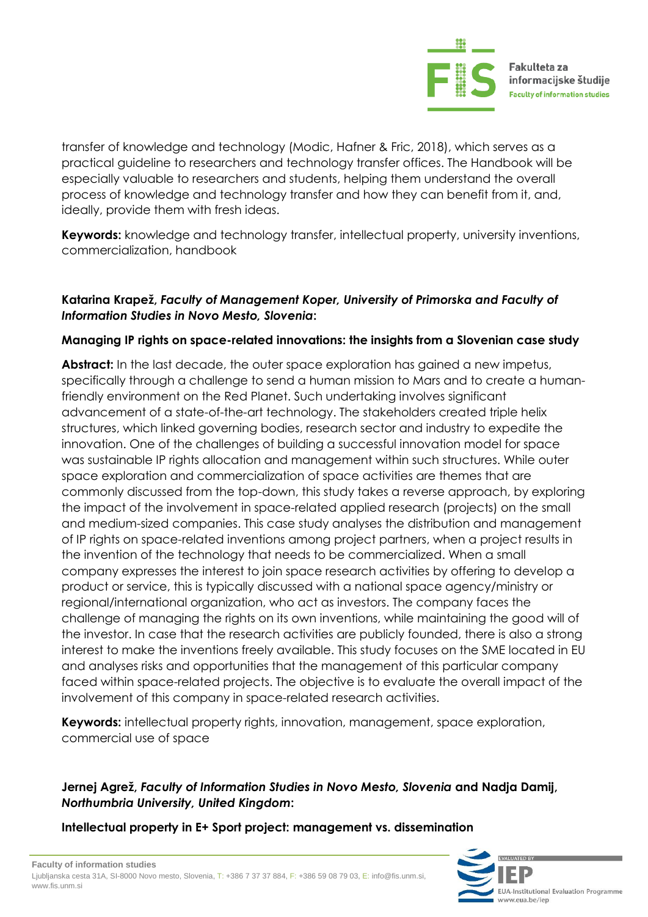transfer of knowledge and technology (Modic, Hafner & Fric, 2018), which serves as a practical guideline to researchers and technology transfer offices. The Handbook will be especially valuable to researchers and students, helping them understand the overall process of knowledge and technology transfer and how they can benefit from it, and, ideally, provide them with fresh ideas.

**Keywords:** knowledge and technology transfer, intellectual property, university inventions, commercialization, handbook

**Katarina Krapež, *Faculty of Management Koper, University of Primorska and Faculty of Information Studies in Novo Mesto, Slovenia*:**

**Managing IP rights on space-related innovations: the insights from a Slovenian case study**

**Abstract:** In the last decade, the outer space exploration has gained a new impetus, specifically through a challenge to send a human mission to Mars and to create a human-friendly environment on the Red Planet. Such undertaking involves significant advancement of a state-of-the-art technology. The stakeholders created triple helix structures, which linked governing bodies, research sector and industry to expedite the innovation. One of the challenges of building a successful innovation model for space was sustainable IP rights allocation and management within such structures. While outer space exploration and commercialization of space activities are themes that are commonly discussed from the top-down, this study takes a reverse approach, by exploring the impact of the involvement in space-related applied research (projects) on the small and medium-sized companies. This case study analyses the distribution and management of IP rights on space-related inventions among project partners, when a project results in the invention of the technology that needs to be commercialized. When a small company expresses the interest to join space research activities by offering to develop a product or service, this is typically discussed with a national space agency/ministry or regional/international organization, who act as investors. The company faces the challenge of managing the rights on its own inventions, while maintaining the good will of the investor. In case that the research activities are publicly founded, there is also a strong interest to make the inventions freely available. This study focuses on the SME located in EU and analyses risks and opportunities that the management of this particular company faced within space-related projects. The objective is to evaluate the overall impact of the involvement of this company in space-related research activities.

**Keywords:** intellectual property rights, innovation, management, space exploration, commercial use of space

**Jernej Agrež, *Faculty of Information Studies in Novo Mesto, Slovenia* and Nadja Damij, *Northumbria University, United Kingdom*:**

**Intellectual property in E+ Sport project: management vs. dissemination**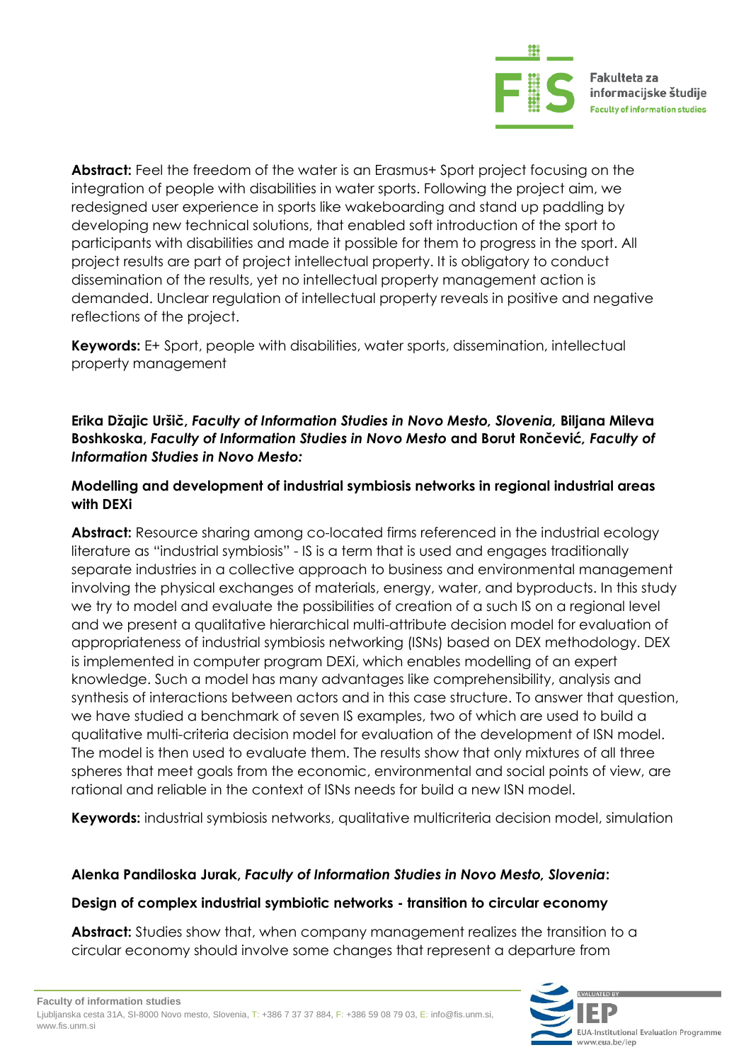**Abstract:** Feel the freedom of the water is an Erasmus+ Sport project focusing on the integration of people with disabilities in water sports. Following the project aim, we redesigned user experience in sports like wakeboarding and stand up paddling by developing new technical solutions, that enabled soft introduction of the sport to participants with disabilities and made it possible for them to progress in the sport. All project results are part of project intellectual property. It is obligatory to conduct dissemination of the results, yet no intellectual property management action is demanded. Unclear regulation of intellectual property reveals in positive and negative reflections of the project.

**Keywords:** E+ Sport, people with disabilities, water sports, dissemination, intellectual property management

**Erika Džajic Uršič, *Faculty of Information Studies in Novo Mesto, Slovenia,* Biljana Mileva Boshkoska, *Faculty of Information Studies in Novo Mesto* and Borut Rončević, *Faculty of Information Studies in Novo Mesto:***

**Modelling and development of industrial symbiosis networks in regional industrial areas with DEXi**

**Abstract:** Resource sharing among co-located firms referenced in the industrial ecology literature as "industrial symbiosis" - IS is a term that is used and engages traditionally separate industries in a collective approach to business and environmental management involving the physical exchanges of materials, energy, water, and byproducts. In this study we try to model and evaluate the possibilities of creation of a such IS on a regional level and we present a qualitative hierarchical multi-attribute decision model for evaluation of appropriateness of industrial symbiosis networking (ISNs) based on DEX methodology. DEX is implemented in computer program DEXi, which enables modelling of an expert knowledge. Such a model has many advantages like comprehensibility, analysis and synthesis of interactions between actors and in this case structure. To answer that question, we have studied a benchmark of seven IS examples, two of which are used to build a qualitative multi-criteria decision model for evaluation of the development of ISN model. The model is then used to evaluate them. The results show that only mixtures of all three spheres that meet goals from the economic, environmental and social points of view, are rational and reliable in the context of ISNs needs for build a new ISN model.

**Keywords:** industrial symbiosis networks, qualitative multicriteria decision model, simulation

**Alenka Pandiloska Jurak, *Faculty of Information Studies in Novo Mesto, Slovenia*:**

**Design of complex industrial symbiotic networks - transition to circular economy**

**Abstract:** Studies show that, when company management realizes the transition to a circular economy should involve some changes that represent a departure from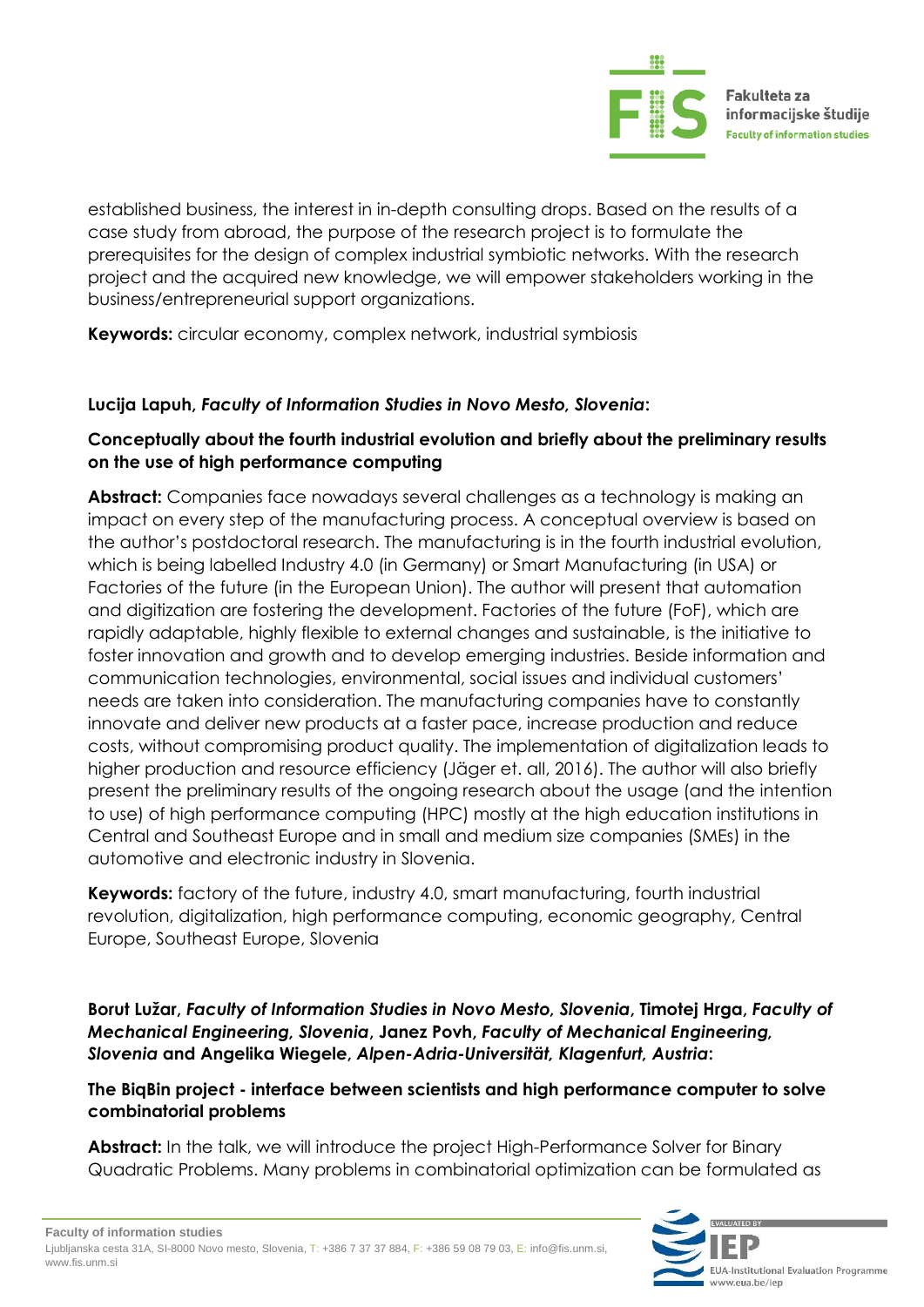established business, the interest in in-depth consulting drops. Based on the results of a case study from abroad, the purpose of the research project is to formulate the prerequisites for the design of complex industrial symbiotic networks. With the research project and the acquired new knowledge, we will empower stakeholders working in the business/entrepreneurial support organizations.

**Keywords:** circular economy, complex network, industrial symbiosis

**Lucija Lapuh, *Faculty of Information Studies in Novo Mesto, Slovenia*:**

**Conceptually about the fourth industrial evolution and briefly about the preliminary results on the use of high performance computing**

**Abstract:** Companies face nowadays several challenges as a technology is making an impact on every step of the manufacturing process. A conceptual overview is based on the author's postdoctoral research. The manufacturing is in the fourth industrial evolution, which is being labelled Industry 4.0 (in Germany) or Smart Manufacturing (in USA) or Factories of the future (in the European Union). The author will present that automation and digitization are fostering the development. Factories of the future (FoF), which are rapidly adaptable, highly flexible to external changes and sustainable, is the initiative to foster innovation and growth and to develop emerging industries. Beside information and communication technologies, environmental, social issues and individual customers' needs are taken into consideration. The manufacturing companies have to constantly innovate and deliver new products at a faster pace, increase production and reduce costs, without compromising product quality. The implementation of digitalization leads to higher production and resource efficiency (Jäger et. all, 2016). The author will also briefly present the preliminary results of the ongoing research about the usage (and the intention to use) of high performance computing (HPC) mostly at the high education institutions in Central and Southeast Europe and in small and medium size companies (SMEs) in the automotive and electronic industry in Slovenia.

**Keywords:** factory of the future, industry 4.0, smart manufacturing, fourth industrial revolution, digitalization, high performance computing, economic geography, Central Europe, Southeast Europe, Slovenia

**Borut Lužar, *Faculty of Information Studies in Novo Mesto, Slovenia*, Timotej Hrga, *Faculty of Mechanical Engineering, Slovenia*, Janez Povh, *Faculty of Mechanical Engineering, Slovenia* and Angelika Wiegele, *Alpen-Adria-Universität, Klagenfurt, Austria*:**

**The BiqBin project - interface between scientists and high performance computer to solve combinatorial problems**

**Abstract:** In the talk, we will introduce the project High-Performance Solver for Binary Quadratic Problems. Many problems in combinatorial optimization can be formulated as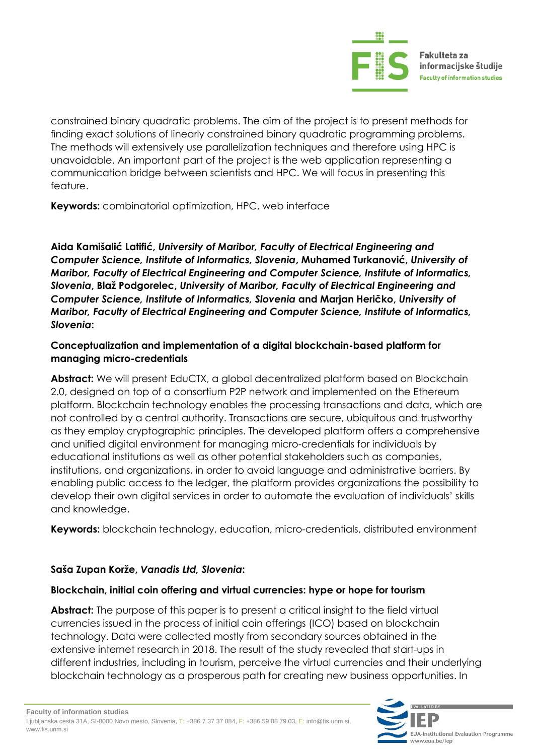constrained binary quadratic problems. The aim of the project is to present methods for finding exact solutions of linearly constrained binary quadratic programming problems. The methods will extensively use parallelization techniques and therefore using HPC is unavoidable. An important part of the project is the web application representing a communication bridge between scientists and HPC. We will focus in presenting this feature.

**Keywords:** combinatorial optimization, HPC, web interface

**Aida Kamišalić Latifić**, ***University of Maribor, Faculty of Electrical Engineering and Computer Science, Institute of Informatics, Slovenia***, **Muhamed Turkanović**, ***University of Maribor, Faculty of Electrical Engineering and Computer Science, Institute of Informatics, Slovenia***, **Blaž Podgorelec**, ***University of Maribor, Faculty of Electrical Engineering and Computer Science, Institute of Informatics, Slovenia*** **and Marjan Heričko**, ***University of Maribor, Faculty of Electrical Engineering and Computer Science, Institute of Informatics, Slovenia*****:**

**Conceptualization and implementation of a digital blockchain-based platform for managing micro-credentials**

**Abstract:** We will present EduCTX, a global decentralized platform based on Blockchain 2.0, designed on top of a consortium P2P network and implemented on the Ethereum platform. Blockchain technology enables the processing transactions and data, which are not controlled by a central authority. Transactions are secure, ubiquitous and trustworthy as they employ cryptographic principles. The developed platform offers a comprehensive and unified digital environment for managing micro-credentials for individuals by educational institutions as well as other potential stakeholders such as companies, institutions, and organizations, in order to avoid language and administrative barriers. By enabling public access to the ledger, the platform provides organizations the possibility to develop their own digital services in order to automate the evaluation of individuals' skills and knowledge.

**Keywords:** blockchain technology, education, micro-credentials, distributed environment

**Saša Zupan Korže**, ***Vanadis Ltd, Slovenia*****:**

**Blockchain, initial coin offering and virtual currencies: hype or hope for tourism**

**Abstract:** The purpose of this paper is to present a critical insight to the field virtual currencies issued in the process of initial coin offerings (ICO) based on blockchain technology. Data were collected mostly from secondary sources obtained in the extensive internet research in 2018. The result of the study revealed that start-ups in different industries, including in tourism, perceive the virtual currencies and their underlying blockchain technology as a prosperous path for creating new business opportunities. In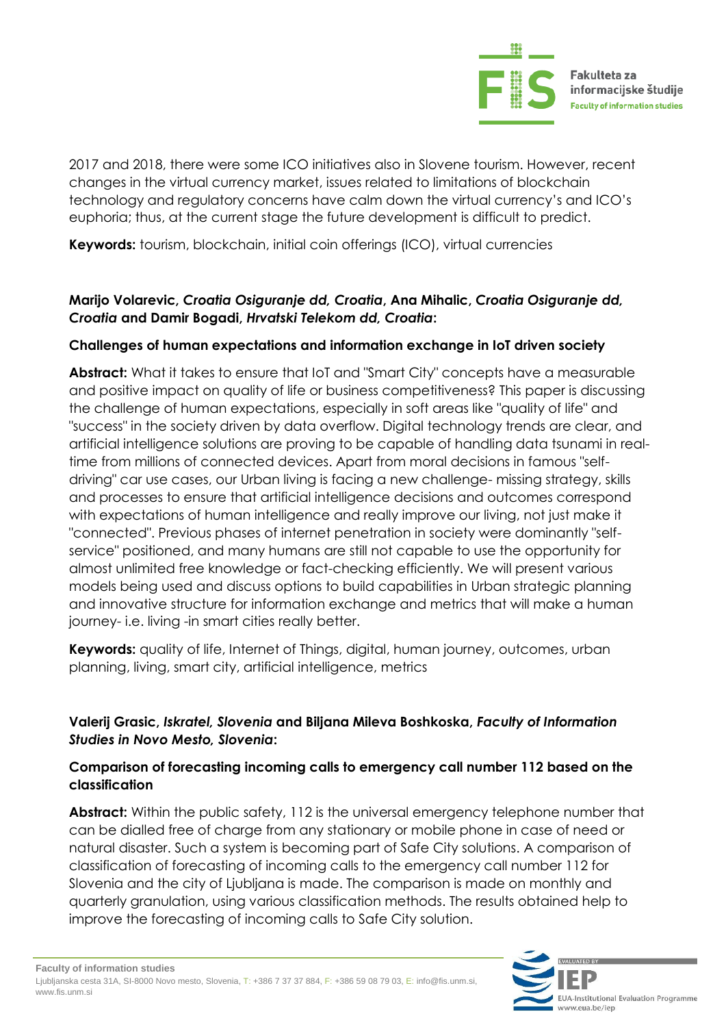2017 and 2018, there were some ICO initiatives also in Slovene tourism. However, recent changes in the virtual currency market, issues related to limitations of blockchain technology and regulatory concerns have calm down the virtual currency's and ICO's euphoria; thus, at the current stage the future development is difficult to predict.

**Keywords:** tourism, blockchain, initial coin offerings (ICO), virtual currencies

**Marijo Volarevic, *Croatia Osiguranje dd, Croatia*, Ana Mihalic, *Croatia Osiguranje dd, Croatia* and Damir Bogadi, *Hrvatski Telekom dd, Croatia*:**

**Challenges of human expectations and information exchange in IoT driven society**

**Abstract:** What it takes to ensure that IoT and "Smart City" concepts have a measurable and positive impact on quality of life or business competitiveness? This paper is discussing the challenge of human expectations, especially in soft areas like "quality of life" and "success" in the society driven by data overflow. Digital technology trends are clear, and artificial intelligence solutions are proving to be capable of handling data tsunami in real-time from millions of connected devices. Apart from moral decisions in famous "self-driving" car use cases, our Urban living is facing a new challenge- missing strategy, skills and processes to ensure that artificial intelligence decisions and outcomes correspond with expectations of human intelligence and really improve our living, not just make it "connected". Previous phases of internet penetration in society were dominantly "self-service" positioned, and many humans are still not capable to use the opportunity for almost unlimited free knowledge or fact-checking efficiently. We will present various models being used and discuss options to build capabilities in Urban strategic planning and innovative structure for information exchange and metrics that will make a human journey- i.e. living -in smart cities really better.

**Keywords:** quality of life, Internet of Things, digital, human journey, outcomes, urban planning, living, smart city, artificial intelligence, metrics

**Valerij Grasic, *Iskratel, Slovenia* and Biljana Mileva Boshkoska, *Faculty of Information Studies in Novo Mesto, Slovenia*:**

**Comparison of forecasting incoming calls to emergency call number 112 based on the classification**

**Abstract:** Within the public safety, 112 is the universal emergency telephone number that can be dialled free of charge from any stationary or mobile phone in case of need or natural disaster. Such a system is becoming part of Safe City solutions. A comparison of classification of forecasting of incoming calls to the emergency call number 112 for Slovenia and the city of Ljubljana is made. The comparison is made on monthly and quarterly granulation, using various classification methods. The results obtained help to improve the forecasting of incoming calls to Safe City solution.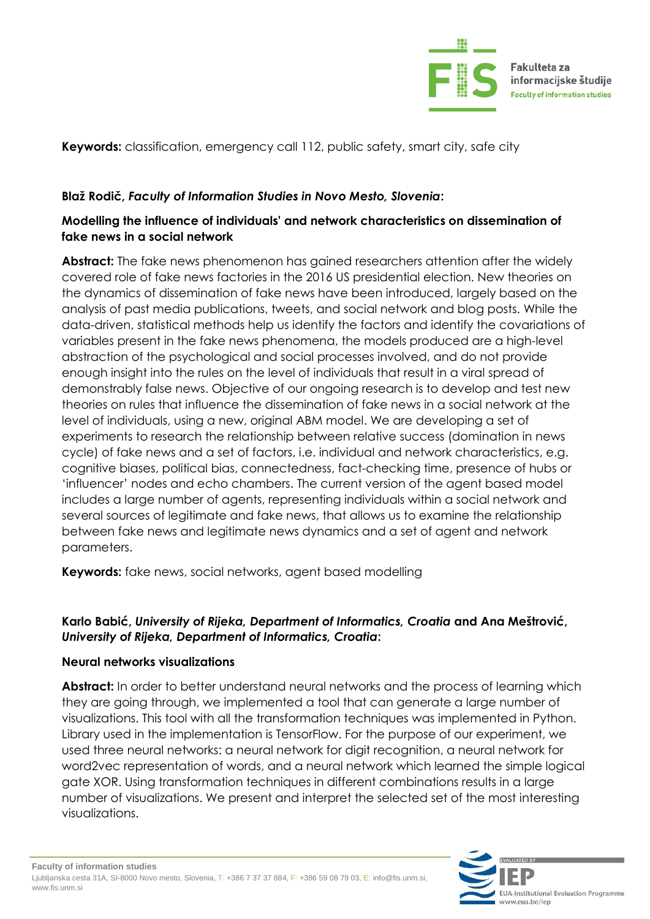**Keywords:** classification, emergency call 112, public safety, smart city, safe city

**Blaž Rodič, *Faculty of Information Studies in Novo Mesto, Slovenia*:**

**Modelling the influence of individuals' and network characteristics on dissemination of fake news in a social network**

**Abstract:** The fake news phenomenon has gained researchers attention after the widely covered role of fake news factories in the 2016 US presidential election. New theories on the dynamics of dissemination of fake news have been introduced, largely based on the analysis of past media publications, tweets, and social network and blog posts. While the data-driven, statistical methods help us identify the factors and identify the covariations of variables present in the fake news phenomena, the models produced are a high-level abstraction of the psychological and social processes involved, and do not provide enough insight into the rules on the level of individuals that result in a viral spread of demonstrably false news. Objective of our ongoing research is to develop and test new theories on rules that influence the dissemination of fake news in a social network at the level of individuals, using a new, original ABM model. We are developing a set of experiments to research the relationship between relative success (domination in news cycle) of fake news and a set of factors, i.e. individual and network characteristics, e.g. cognitive biases, political bias, connectedness, fact-checking time, presence of hubs or 'influencer' nodes and echo chambers. The current version of the agent based model includes a large number of agents, representing individuals within a social network and several sources of legitimate and fake news, that allows us to examine the relationship between fake news and legitimate news dynamics and a set of agent and network parameters.

**Keywords:** fake news, social networks, agent based modelling

**Karlo Babić, *University of Rijeka, Department of Informatics, Croatia* and Ana Meštrović, *University of Rijeka, Department of Informatics, Croatia*:**

**Neural networks visualizations**

**Abstract:** In order to better understand neural networks and the process of learning which they are going through, we implemented a tool that can generate a large number of visualizations. This tool with all the transformation techniques was implemented in Python. Library used in the implementation is TensorFlow. For the purpose of our experiment, we used three neural networks: a neural network for digit recognition, a neural network for word2vec representation of words, and a neural network which learned the simple logical gate XOR. Using transformation techniques in different combinations results in a large number of visualizations. We present and interpret the selected set of the most interesting visualizations.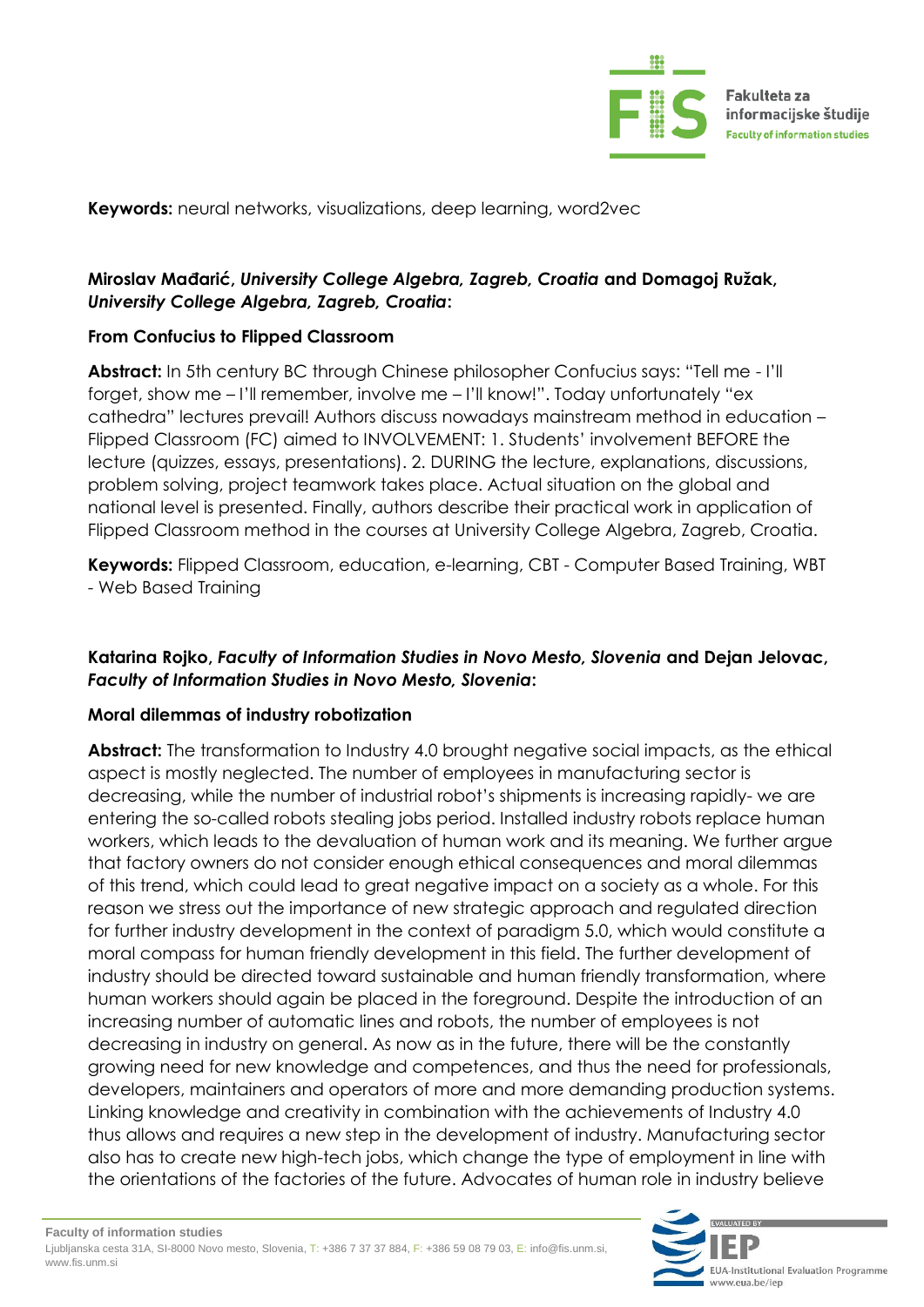**Keywords:** neural networks, visualizations, deep learning, word2vec

**Miroslav Mađarić, *University College Algebra, Zagreb, Croatia* and Domagoj Ružak, *University College Algebra, Zagreb, Croatia*:**

**From Confucius to Flipped Classroom**

**Abstract:** In 5th century BC through Chinese philosopher Confucius says: "Tell me - I'll forget, show me – I'll remember, involve me – I'll know!". Today unfortunately "ex cathedra" lectures prevail! Authors discuss nowadays mainstream method in education – Flipped Classroom (FC) aimed to INVOLVEMENT: 1. Students' involvement BEFORE the lecture (quizzes, essays, presentations). 2. DURING the lecture, explanations, discussions, problem solving, project teamwork takes place. Actual situation on the global and national level is presented. Finally, authors describe their practical work in application of Flipped Classroom method in the courses at University College Algebra, Zagreb, Croatia.

**Keywords:** Flipped Classroom, education, e-learning, CBT - Computer Based Training, WBT - Web Based Training

**Katarina Rojko, *Faculty of Information Studies in Novo Mesto, Slovenia* and Dejan Jelovac, *Faculty of Information Studies in Novo Mesto, Slovenia*:**

**Moral dilemmas of industry robotization**

**Abstract:** The transformation to Industry 4.0 brought negative social impacts, as the ethical aspect is mostly neglected. The number of employees in manufacturing sector is decreasing, while the number of industrial robot's shipments is increasing rapidly- we are entering the so-called robots stealing jobs period. Installed industry robots replace human workers, which leads to the devaluation of human work and its meaning. We further argue that factory owners do not consider enough ethical consequences and moral dilemmas of this trend, which could lead to great negative impact on a society as a whole. For this reason we stress out the importance of new strategic approach and regulated direction for further industry development in the context of paradigm 5.0, which would constitute a moral compass for human friendly development in this field. The further development of industry should be directed toward sustainable and human friendly transformation, where human workers should again be placed in the foreground. Despite the introduction of an increasing number of automatic lines and robots, the number of employees is not decreasing in industry on general. As now as in the future, there will be the constantly growing need for new knowledge and competences, and thus the need for professionals, developers, maintainers and operators of more and more demanding production systems. Linking knowledge and creativity in combination with the achievements of Industry 4.0 thus allows and requires a new step in the development of industry. Manufacturing sector also has to create new high-tech jobs, which change the type of employment in line with the orientations of the factories of the future. Advocates of human role in industry believe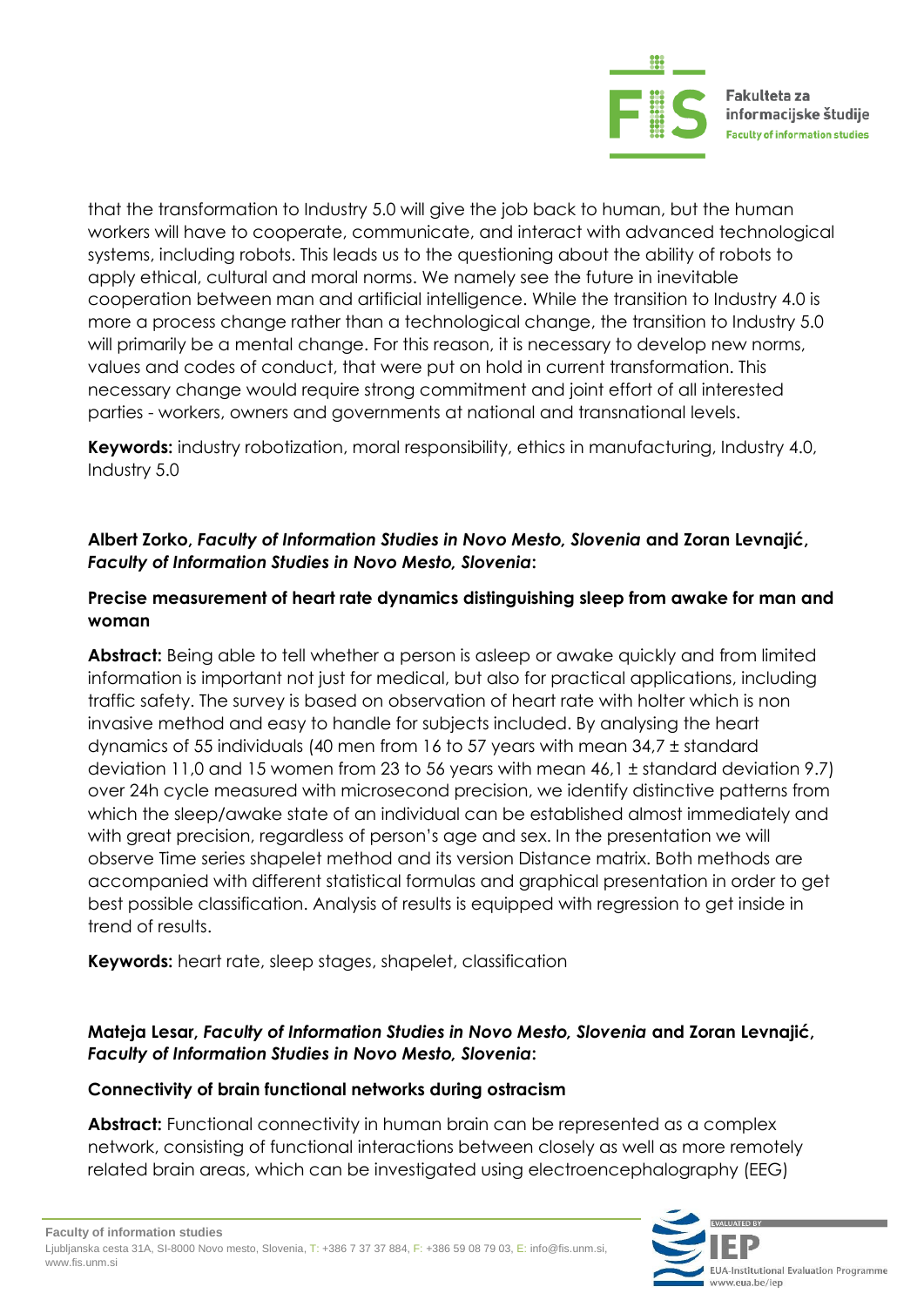that the transformation to Industry 5.0 will give the job back to human, but the human workers will have to cooperate, communicate, and interact with advanced technological systems, including robots. This leads us to the questioning about the ability of robots to apply ethical, cultural and moral norms. We namely see the future in inevitable cooperation between man and artificial intelligence. While the transition to Industry 4.0 is more a process change rather than a technological change, the transition to Industry 5.0 will primarily be a mental change. For this reason, it is necessary to develop new norms, values and codes of conduct, that were put on hold in current transformation. This necessary change would require strong commitment and joint effort of all interested parties - workers, owners and governments at national and transnational levels.

**Keywords:** industry robotization, moral responsibility, ethics in manufacturing, Industry 4.0, Industry 5.0

**Albert Zorko, *Faculty of Information Studies in Novo Mesto, Slovenia* and Zoran Levnajić, *Faculty of Information Studies in Novo Mesto, Slovenia*:**

**Precise measurement of heart rate dynamics distinguishing sleep from awake for man and woman**

**Abstract:** Being able to tell whether a person is asleep or awake quickly and from limited information is important not just for medical, but also for practical applications, including traffic safety. The survey is based on observation of heart rate with holter which is non invasive method and easy to handle for subjects included. By analysing the heart dynamics of 55 individuals (40 men from 16 to 57 years with mean 34,7 ± standard deviation 11,0 and 15 women from 23 to 56 years with mean 46,1 ± standard deviation 9.7) over 24h cycle measured with microsecond precision, we identify distinctive patterns from which the sleep/awake state of an individual can be established almost immediately and with great precision, regardless of person's age and sex. In the presentation we will observe Time series shapelet method and its version Distance matrix. Both methods are accompanied with different statistical formulas and graphical presentation in order to get best possible classification. Analysis of results is equipped with regression to get inside in trend of results.

**Keywords:** heart rate, sleep stages, shapelet, classification

**Mateja Lesar, *Faculty of Information Studies in Novo Mesto, Slovenia* and Zoran Levnajić, *Faculty of Information Studies in Novo Mesto, Slovenia*:**

**Connectivity of brain functional networks during ostracism**

**Abstract:** Functional connectivity in human brain can be represented as a complex network, consisting of functional interactions between closely as well as more remotely related brain areas, which can be investigated using electroencephalography (EEG)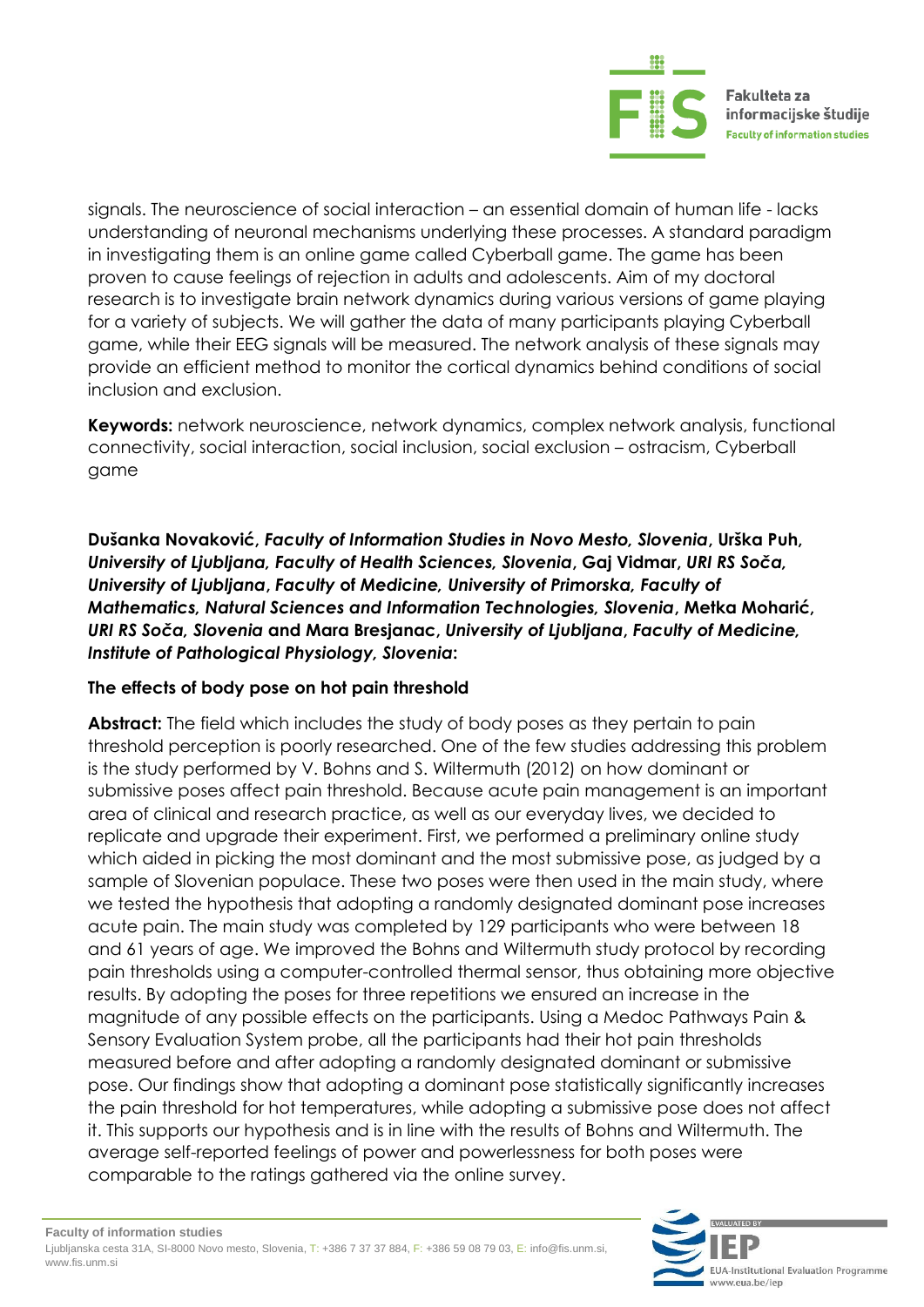signals. The neuroscience of social interaction – an essential domain of human life - lacks understanding of neuronal mechanisms underlying these processes. A standard paradigm in investigating them is an online game called Cyberball game. The game has been proven to cause feelings of rejection in adults and adolescents. Aim of my doctoral research is to investigate brain network dynamics during various versions of game playing for a variety of subjects. We will gather the data of many participants playing Cyberball game, while their EEG signals will be measured. The network analysis of these signals may provide an efficient method to monitor the cortical dynamics behind conditions of social inclusion and exclusion.

**Keywords:** network neuroscience, network dynamics, complex network analysis, functional connectivity, social interaction, social inclusion, social exclusion – ostracism, Cyberball game

**Dušanka Novaković, *Faculty of Information Studies in Novo Mesto, Slovenia*, Urška Puh, *University of Ljubljana, Faculty of Health Sciences, Slovenia*, Gaj Vidmar, *URI RS Soča, University of Ljubljana*, *Faculty* of *Medicine, University of Primorska, Faculty of Mathematics, Natural Sciences and Information Technologies, Slovenia*, Metka Moharić, *URI RS Soča, Slovenia* and Mara Bresjanac, *University of Ljubljana*, *Faculty of Medicine, Institute of Pathological Physiology, Slovenia*:**

**The effects of body pose on hot pain threshold**

**Abstract:** The field which includes the study of body poses as they pertain to pain threshold perception is poorly researched. One of the few studies addressing this problem is the study performed by V. Bohns and S. Wiltermuth (2012) on how dominant or submissive poses affect pain threshold. Because acute pain management is an important area of clinical and research practice, as well as our everyday lives, we decided to replicate and upgrade their experiment. First, we performed a preliminary online study which aided in picking the most dominant and the most submissive pose, as judged by a sample of Slovenian populace. These two poses were then used in the main study, where we tested the hypothesis that adopting a randomly designated dominant pose increases acute pain. The main study was completed by 129 participants who were between 18 and 61 years of age. We improved the Bohns and Wiltermuth study protocol by recording pain thresholds using a computer-controlled thermal sensor, thus obtaining more objective results. By adopting the poses for three repetitions we ensured an increase in the magnitude of any possible effects on the participants. Using a Medoc Pathways Pain & Sensory Evaluation System probe, all the participants had their hot pain thresholds measured before and after adopting a randomly designated dominant or submissive pose. Our findings show that adopting a dominant pose statistically significantly increases the pain threshold for hot temperatures, while adopting a submissive pose does not affect it. This supports our hypothesis and is in line with the results of Bohns and Wiltermuth. The average self-reported feelings of power and powerlessness for both poses were comparable to the ratings gathered via the online survey.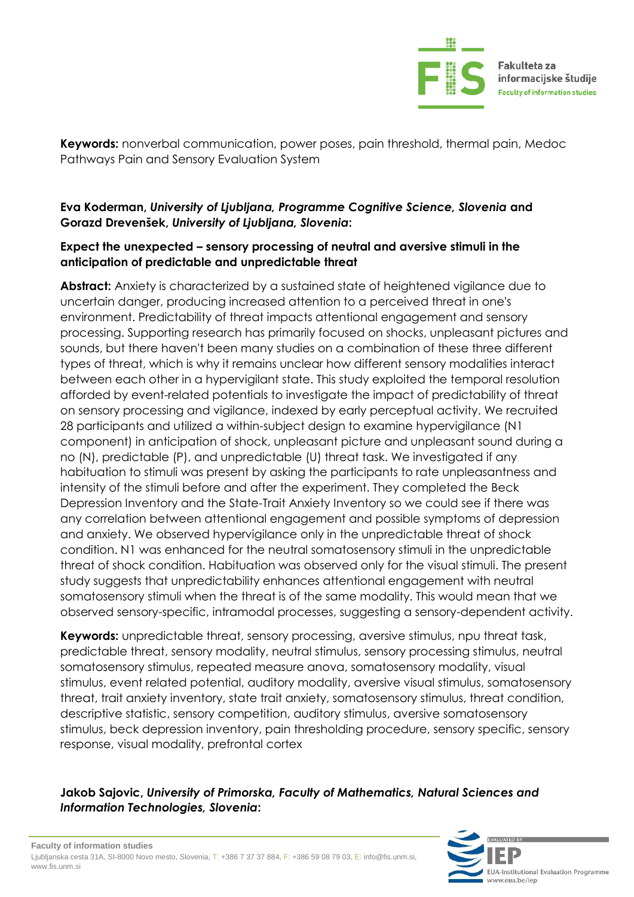**Keywords:** nonverbal communication, power poses, pain threshold, thermal pain, Medoc Pathways Pain and Sensory Evaluation System

**Eva Koderman, *University of Ljubljana, Programme Cognitive Science, Slovenia* and Gorazd Drevenšek, *University of Ljubljana, Slovenia*:**

**Expect the unexpected – sensory processing of neutral and aversive stimuli in the anticipation of predictable and unpredictable threat**

**Abstract:** Anxiety is characterized by a sustained state of heightened vigilance due to uncertain danger, producing increased attention to a perceived threat in one's environment. Predictability of threat impacts attentional engagement and sensory processing. Supporting research has primarily focused on shocks, unpleasant pictures and sounds, but there haven't been many studies on a combination of these three different types of threat, which is why it remains unclear how different sensory modalities interact between each other in a hypervigilant state. This study exploited the temporal resolution afforded by event-related potentials to investigate the impact of predictability of threat on sensory processing and vigilance, indexed by early perceptual activity. We recruited 28 participants and utilized a within-subject design to examine hypervigilance (N1 component) in anticipation of shock, unpleasant picture and unpleasant sound during a no (N), predictable (P), and unpredictable (U) threat task. We investigated if any habituation to stimuli was present by asking the participants to rate unpleasantness and intensity of the stimuli before and after the experiment. They completed the Beck Depression Inventory and the State-Trait Anxiety Inventory so we could see if there was any correlation between attentional engagement and possible symptoms of depression and anxiety. We observed hypervigilance only in the unpredictable threat of shock condition. N1 was enhanced for the neutral somatosensory stimuli in the unpredictable threat of shock condition. Habituation was observed only for the visual stimuli. The present study suggests that unpredictability enhances attentional engagement with neutral somatosensory stimuli when the threat is of the same modality. This would mean that we observed sensory-specific, intramodal processes, suggesting a sensory-dependent activity.

**Keywords:** unpredictable threat, sensory processing, aversive stimulus, npu threat task, predictable threat, sensory modality, neutral stimulus, sensory processing stimulus, neutral somatosensory stimulus, repeated measure anova, somatosensory modality, visual stimulus, event related potential, auditory modality, aversive visual stimulus, somatosensory threat, trait anxiety inventory, state trait anxiety, somatosensory stimulus, threat condition, descriptive statistic, sensory competition, auditory stimulus, aversive somatosensory stimulus, beck depression inventory, pain thresholding procedure, sensory specific, sensory response, visual modality, prefrontal cortex

**Jakob Sajovic, *University of Primorska, Faculty of Mathematics, Natural Sciences and Information Technologies, Slovenia*:**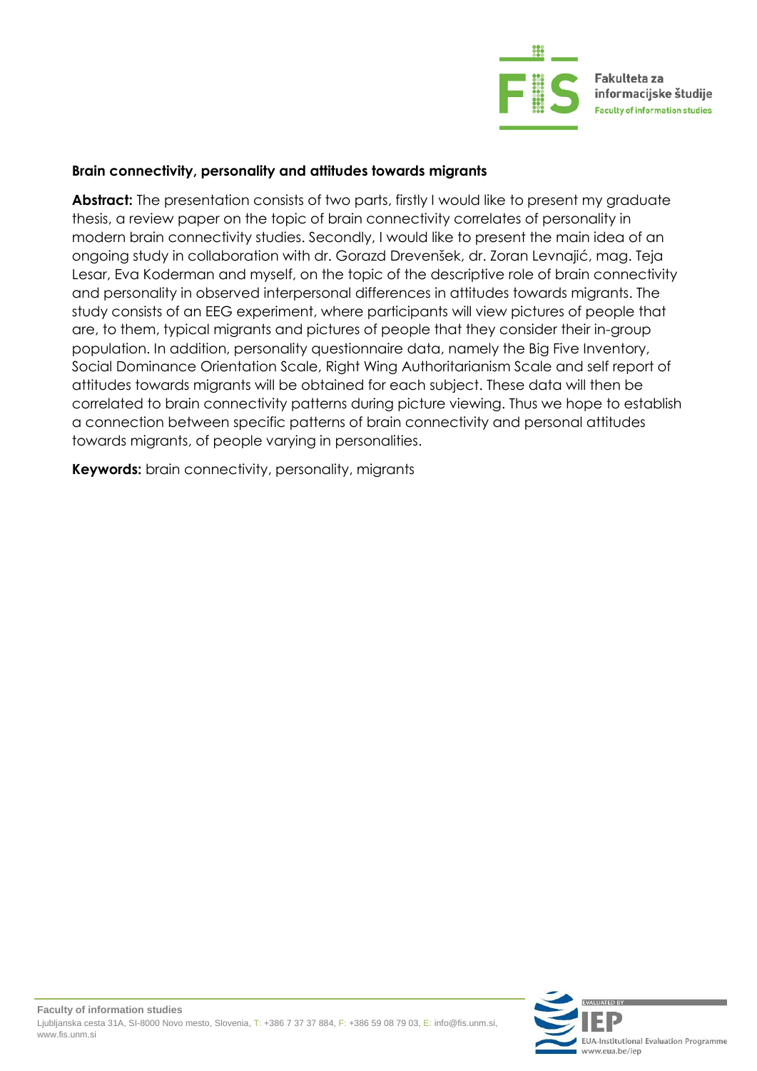**Brain connectivity, personality and attitudes towards migrants**

**Abstract:** The presentation consists of two parts, firstly I would like to present my graduate thesis, a review paper on the topic of brain connectivity correlates of personality in modern brain connectivity studies. Secondly, I would like to present the main idea of an ongoing study in collaboration with dr. Gorazd Drevenšek, dr. Zoran Levnajić, mag. Teja Lesar, Eva Koderman and myself, on the topic of the descriptive role of brain connectivity and personality in observed interpersonal differences in attitudes towards migrants. The study consists of an EEG experiment, where participants will view pictures of people that are, to them, typical migrants and pictures of people that they consider their in-group population. In addition, personality questionnaire data, namely the Big Five Inventory, Social Dominance Orientation Scale, Right Wing Authoritarianism Scale and self report of attitudes towards migrants will be obtained for each subject. These data will then be correlated to brain connectivity patterns during picture viewing. Thus we hope to establish a connection between specific patterns of brain connectivity and personal attitudes towards migrants, of people varying in personalities.

**Keywords:** brain connectivity, personality, migrants